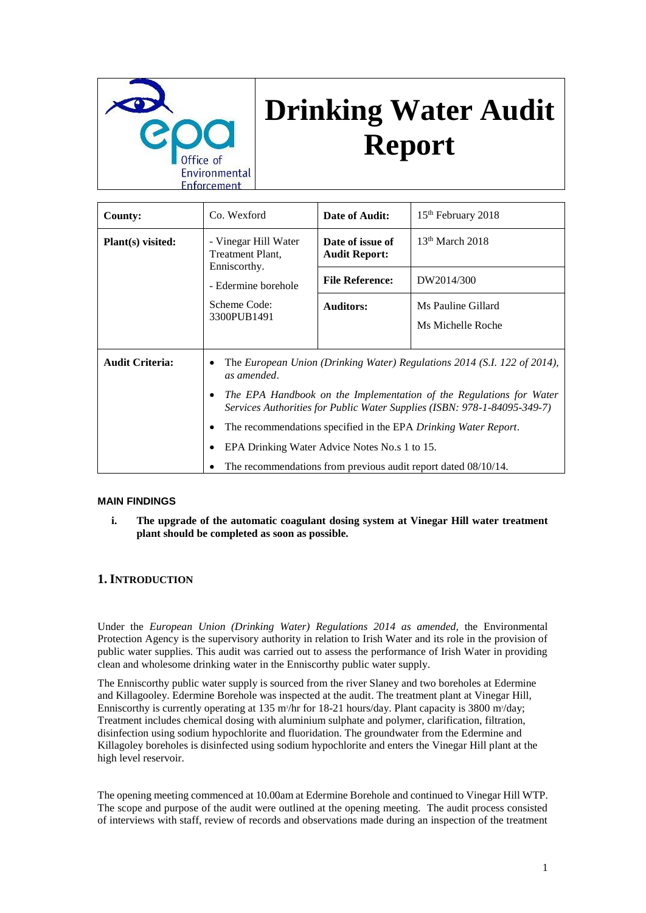# Drinking Water Audit Report

| County: | Co. Wexford | Date of Audit: | 15th February 2018 |
|---|---|---|---|
| Plant(s) visited: | - Vinegar Hill Water Treatment Plant, Enniscorthy.<br>- Edermine borehole<br>Scheme Code: 3300PUB1491 | Date of issue of Audit Report: | 13th March 2018 |
| | | File Reference: | DW2014/300 |
| | | Auditors: | Ms Pauline Gillard<br>Ms Michelle Roche |
| Audit Criteria: | • The *European Union (Drinking Water) Regulations 2014 (S.I. 122 of 2014), as amended*.<br>• *The EPA Handbook on the Implementation of the Regulations for Water Services Authorities for Public Water Supplies (ISBN: 978-1-84095-349-7)*<br>• The recommendations specified in the EPA *Drinking Water Report*.<br>• EPA Drinking Water Advice Notes No.s 1 to 15.<br>• The recommendations from previous audit report dated 08/10/14. | | |

**MAIN FINDINGS**

i. **The upgrade of the automatic coagulant dosing system at Vinegar Hill water treatment plant should be completed as soon as possible.**

## 1. INTRODUCTION

Under the *European Union (Drinking Water) Regulations 2014 as amended,* the Environmental Protection Agency is the supervisory authority in relation to Irish Water and its role in the provision of public water supplies. This audit was carried out to assess the performance of Irish Water in providing clean and wholesome drinking water in the Enniscorthy public water supply.

The Enniscorthy public water supply is sourced from the river Slaney and two boreholes at Edermine and Killagooley. Edermine Borehole was inspected at the audit. The treatment plant at Vinegar Hill, Enniscorthy is currently operating at 135 $m^3$/hr for 18-21 hours/day. Plant capacity is 3800 $m^3$/day; Treatment includes chemical dosing with aluminium sulphate and polymer, clarification, filtration, disinfection using sodium hypochlorite and fluoridation. The groundwater from the Edermine and Killagoley boreholes is disinfected using sodium hypochlorite and enters the Vinegar Hill plant at the high level reservoir.

The opening meeting commenced at 10.00am at Edermine Borehole and continued to Vinegar Hill WTP. The scope and purpose of the audit were outlined at the opening meeting. The audit process consisted of interviews with staff, review of records and observations made during an inspection of the treatment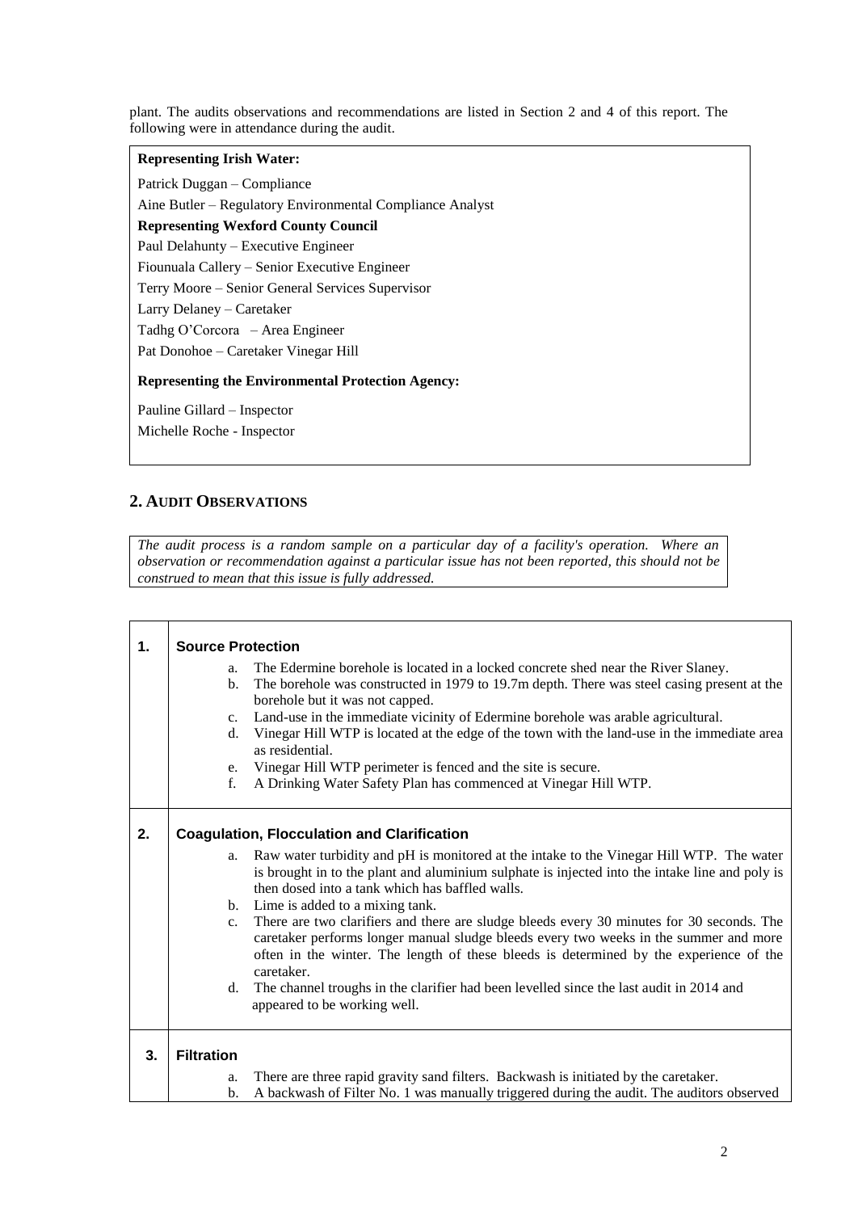plant. The audits observations and recommendations are listed in Section 2 and 4 of this report. The following were in attendance during the audit.

**Representing Irish Water:**

Patrick Duggan – Compliance

Aine Butler – Regulatory Environmental Compliance Analyst

**Representing Wexford County Council**

Paul Delahunty – Executive Engineer

Fiounuala Callery – Senior Executive Engineer

Terry Moore – Senior General Services Supervisor

Larry Delaney – Caretaker

Tadhg O'Corcora – Area Engineer

Pat Donohoe – Caretaker Vinegar Hill

**Representing the Environmental Protection Agency:**

Pauline Gillard – Inspector

Michelle Roche - Inspector

## 2. Audit Observations

*The audit process is a random sample on a particular day of a facility's operation. Where an observation or recommendation against a particular issue has not been reported, this should not be construed to mean that this issue is fully addressed.*

| | |
|---|---|
| **1.** | **Source Protection**<br>a. The Edermine borehole is located in a locked concrete shed near the River Slaney.<br>b. The borehole was constructed in 1979 to 19.7m depth. There was steel casing present at the borehole but it was not capped.<br>c. Land-use in the immediate vicinity of Edermine borehole was arable agricultural.<br>d. Vinegar Hill WTP is located at the edge of the town with the land-use in the immediate area as residential.<br>e. Vinegar Hill WTP perimeter is fenced and the site is secure.<br>f. A Drinking Water Safety Plan has commenced at Vinegar Hill WTP. |
| **2.** | **Coagulation, Flocculation and Clarification**<br>a. Raw water turbidity and pH is monitored at the intake to the Vinegar Hill WTP. The water is brought in to the plant and aluminium sulphate is injected into the intake line and poly is then dosed into a tank which has baffled walls.<br>b. Lime is added to a mixing tank.<br>c. There are two clarifiers and there are sludge bleeds every 30 minutes for 30 seconds. The caretaker performs longer manual sludge bleeds every two weeks in the summer and more often in the winter. The length of these bleeds is determined by the experience of the caretaker.<br>d. The channel troughs in the clarifier had been levelled since the last audit in 2014 and appeared to be working well. |
| **3.** | **Filtration**<br>a. There are three rapid gravity sand filters. Backwash is initiated by the caretaker.<br>b. A backwash of Filter No. 1 was manually triggered during the audit. The auditors observed |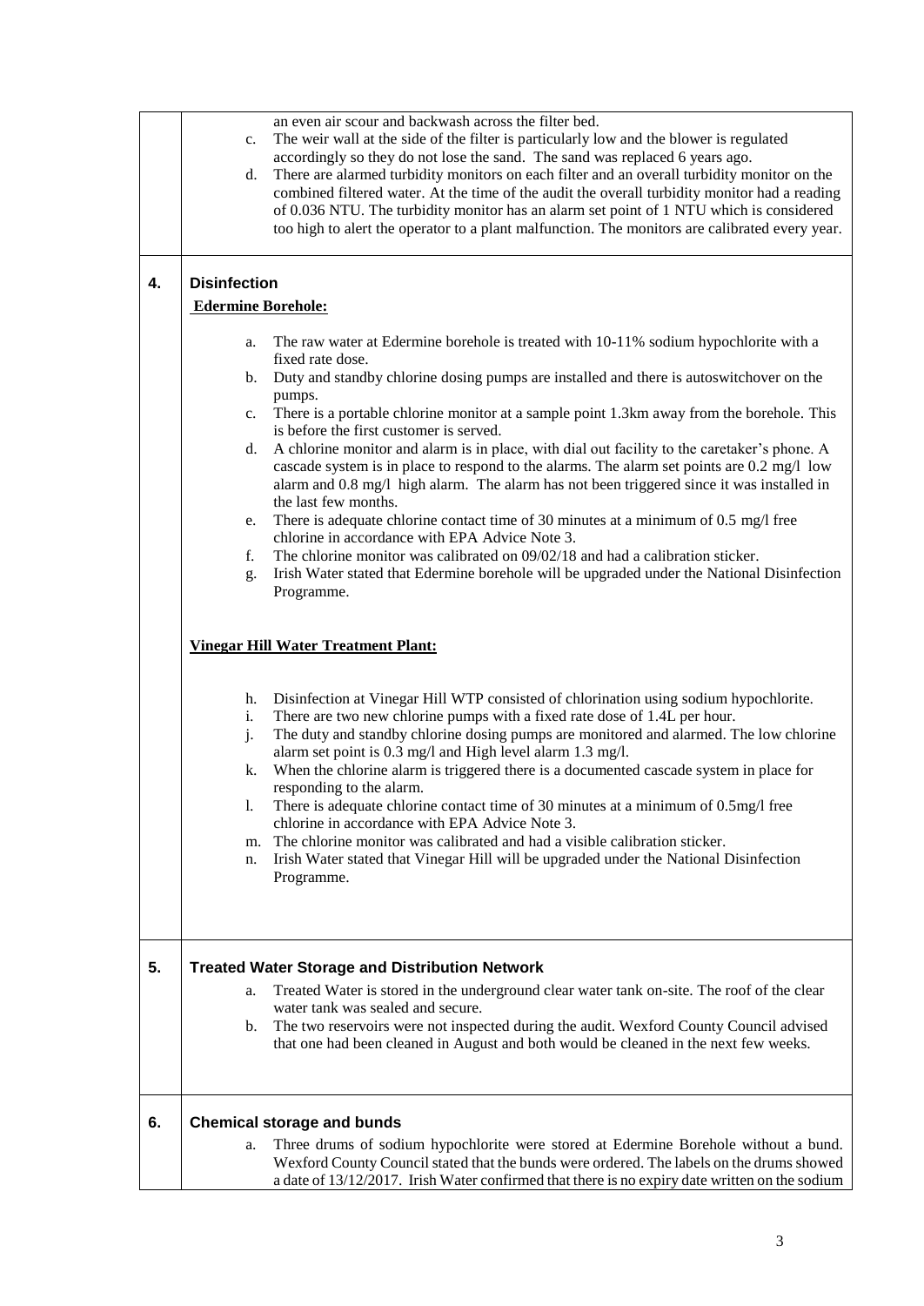| | |
|---|---|
| | an even air scour and backwash across the filter bed.<br>c. The weir wall at the side of the filter is particularly low and the blower is regulated accordingly so they do not lose the sand. The sand was replaced 6 years ago.<br>d. There are alarmed turbidity monitors on each filter and an overall turbidity monitor on the combined filtered water. At the time of the audit the overall turbidity monitor had a reading of 0.036 NTU. The turbidity monitor has an alarm set point of 1 NTU which is considered too high to alert the operator to a plant malfunction. The monitors are calibrated every year. |
| **4.** | **Disinfection**<br>**Edermine Borehole:**<br>a. The raw water at Edermine borehole is treated with 10-11% sodium hypochlorite with a fixed rate dose.<br>b. Duty and standby chlorine dosing pumps are installed and there is autoswitchover on the pumps.<br>c. There is a portable chlorine monitor at a sample point 1.3km away from the borehole. This is before the first customer is served.<br>d. A chlorine monitor and alarm is in place, with dial out facility to the caretaker's phone. A cascade system is in place to respond to the alarms. The alarm set points are 0.2 mg/l low alarm and 0.8 mg/l high alarm. The alarm has not been triggered since it was installed in the last few months.<br>e. There is adequate chlorine contact time of 30 minutes at a minimum of 0.5 mg/l free chlorine in accordance with EPA Advice Note 3.<br>f. The chlorine monitor was calibrated on 09/02/18 and had a calibration sticker.<br>g. Irish Water stated that Edermine borehole will be upgraded under the National Disinfection Programme.<br><br>**Vinegar Hill Water Treatment Plant:**<br>h. Disinfection at Vinegar Hill WTP consisted of chlorination using sodium hypochlorite.<br>i. There are two new chlorine pumps with a fixed rate dose of 1.4L per hour.<br>j. The duty and standby chlorine dosing pumps are monitored and alarmed. The low chlorine alarm set point is 0.3 mg/l and High level alarm 1.3 mg/l.<br>k. When the chlorine alarm is triggered there is a documented cascade system in place for responding to the alarm.<br>l. There is adequate chlorine contact time of 30 minutes at a minimum of 0.5mg/l free chlorine in accordance with EPA Advice Note 3.<br>m. The chlorine monitor was calibrated and had a visible calibration sticker.<br>n. Irish Water stated that Vinegar Hill will be upgraded under the National Disinfection Programme. |
| **5.** | **Treated Water Storage and Distribution Network**<br>a. Treated Water is stored in the underground clear water tank on-site. The roof of the clear water tank was sealed and secure.<br>b. The two reservoirs were not inspected during the audit. Wexford County Council advised that one had been cleaned in August and both would be cleaned in the next few weeks. |
| **6.** | **Chemical storage and bunds**<br>a. Three drums of sodium hypochlorite were stored at Edermine Borehole without a bund. Wexford County Council stated that the bunds were ordered. The labels on the drums showed a date of 13/12/2017. Irish Water confirmed that there is no expiry date written on the sodium |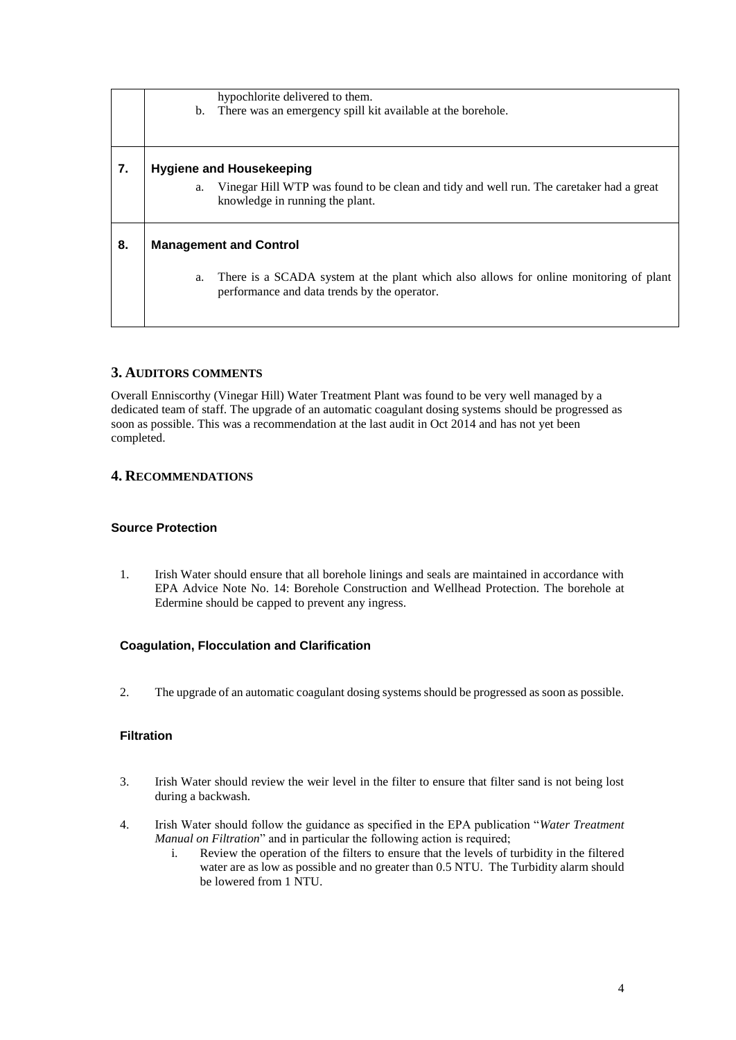| | |
|---|---|
| | hypochlorite delivered to them.<br>b. There was an emergency spill kit available at the borehole. |
| **7.** | **Hygiene and Housekeeping**<br>a. Vinegar Hill WTP was found to be clean and tidy and well run. The caretaker had a great knowledge in running the plant. |
| **8.** | **Management and Control**<br>a. There is a SCADA system at the plant which also allows for online monitoring of plant performance and data trends by the operator. |

## 3. AUDITORS COMMENTS

Overall Enniscorthy (Vinegar Hill) Water Treatment Plant was found to be very well managed by a dedicated team of staff. The upgrade of an automatic coagulant dosing systems should be progressed as soon as possible. This was a recommendation at the last audit in Oct 2014 and has not yet been completed.

## 4. RECOMMENDATIONS

### Source Protection

1. Irish Water should ensure that all borehole linings and seals are maintained in accordance with EPA Advice Note No. 14: Borehole Construction and Wellhead Protection. The borehole at Edermine should be capped to prevent any ingress.

### Coagulation, Flocculation and Clarification

2. The upgrade of an automatic coagulant dosing systems should be progressed as soon as possible.

### Filtration

3. Irish Water should review the weir level in the filter to ensure that filter sand is not being lost during a backwash.

4. Irish Water should follow the guidance as specified in the EPA publication "*Water Treatment Manual on Filtration*" and in particular the following action is required;
   i. Review the operation of the filters to ensure that the levels of turbidity in the filtered water are as low as possible and no greater than 0.5 NTU. The Turbidity alarm should be lowered from 1 NTU.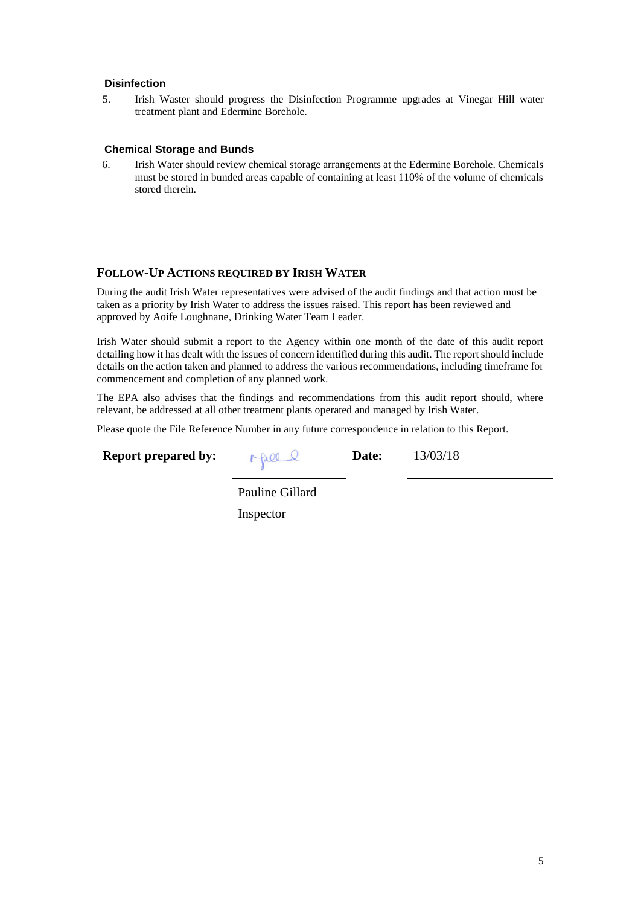### Disinfection

5. Irish Waster should progress the Disinfection Programme upgrades at Vinegar Hill water treatment plant and Edermine Borehole.

### Chemical Storage and Bunds

6. Irish Water should review chemical storage arrangements at the Edermine Borehole. Chemicals must be stored in bunded areas capable of containing at least 110% of the volume of chemicals stored therein.

## FOLLOW-UP ACTIONS REQUIRED BY IRISH WATER

During the audit Irish Water representatives were advised of the audit findings and that action must be taken as a priority by Irish Water to address the issues raised. This report has been reviewed and approved by Aoife Loughnane, Drinking Water Team Leader.

Irish Water should submit a report to the Agency within one month of the date of this audit report detailing how it has dealt with the issues of concern identified during this audit. The report should include details on the action taken and planned to address the various recommendations, including timeframe for commencement and completion of any planned work.

The EPA also advises that the findings and recommendations from this audit report should, where relevant, be addressed at all other treatment plants operated and managed by Irish Water.

Please quote the File Reference Number in any future correspondence in relation to this Report.

**Report prepared by:** Pauline Gillard, Inspector

**Date:** 13/03/18